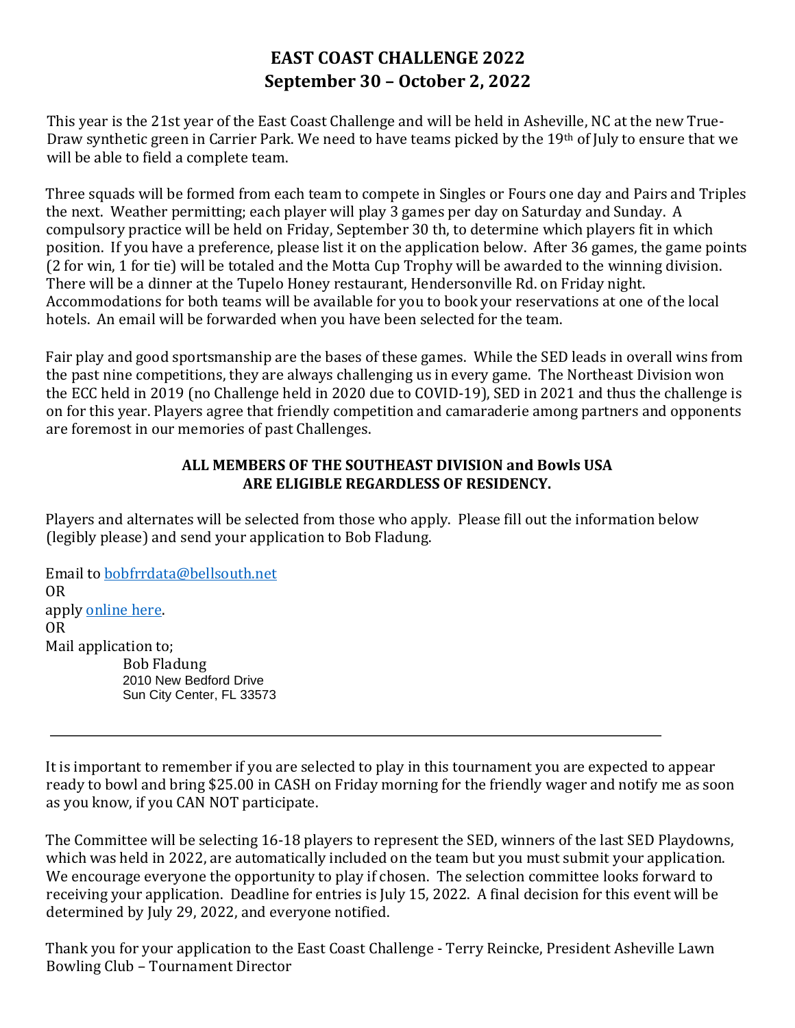# EAST COAST CHALLENGE 2022
## September 30 – October 2, 2022

This year is the 21st year of the East Coast Challenge and will be held in Asheville, NC at the new True-Draw synthetic green in Carrier Park. We need to have teams picked by the 19th of July to ensure that we will be able to field a complete team.

Three squads will be formed from each team to compete in Singles or Fours one day and Pairs and Triples the next. Weather permitting; each player will play 3 games per day on Saturday and Sunday. A compulsory practice will be held on Friday, September 30 th, to determine which players fit in which position. If you have a preference, please list it on the application below. After 36 games, the game points (2 for win, 1 for tie) will be totaled and the Motta Cup Trophy will be awarded to the winning division. There will be a dinner at the Tupelo Honey restaurant, Hendersonville Rd. on Friday night. Accommodations for both teams will be available for you to book your reservations at one of the local hotels. An email will be forwarded when you have been selected for the team.

Fair play and good sportsmanship are the bases of these games. While the SED leads in overall wins from the past nine competitions, they are always challenging us in every game. The Northeast Division won the ECC held in 2019 (no Challenge held in 2020 due to COVID-19), SED in 2021 and thus the challenge is on for this year. Players agree that friendly competition and camaraderie among partners and opponents are foremost in our memories of past Challenges.

**ALL MEMBERS OF THE SOUTHEAST DIVISION and Bowls USA ARE ELIGIBLE REGARDLESS OF RESIDENCY.**

Players and alternates will be selected from those who apply. Please fill out the information below (legibly please) and send your application to Bob Fladung.

Email to bobfrrdata@bellsouth.net
OR
apply online here.
OR
Mail application to;

Bob Fladung
2010 New Bedford Drive
Sun City Center, FL 33573

---

It is important to remember if you are selected to play in this tournament you are expected to appear ready to bowl and bring $25.00 in CASH on Friday morning for the friendly wager and notify me as soon as you know, if you CAN NOT participate.

The Committee will be selecting 16-18 players to represent the SED, winners of the last SED Playdowns, which was held in 2022, are automatically included on the team but you must submit your application. We encourage everyone the opportunity to play if chosen. The selection committee looks forward to receiving your application. Deadline for entries is July 15, 2022. A final decision for this event will be determined by July 29, 2022, and everyone notified.

Thank you for your application to the East Coast Challenge - Terry Reincke, President Asheville Lawn Bowling Club – Tournament Director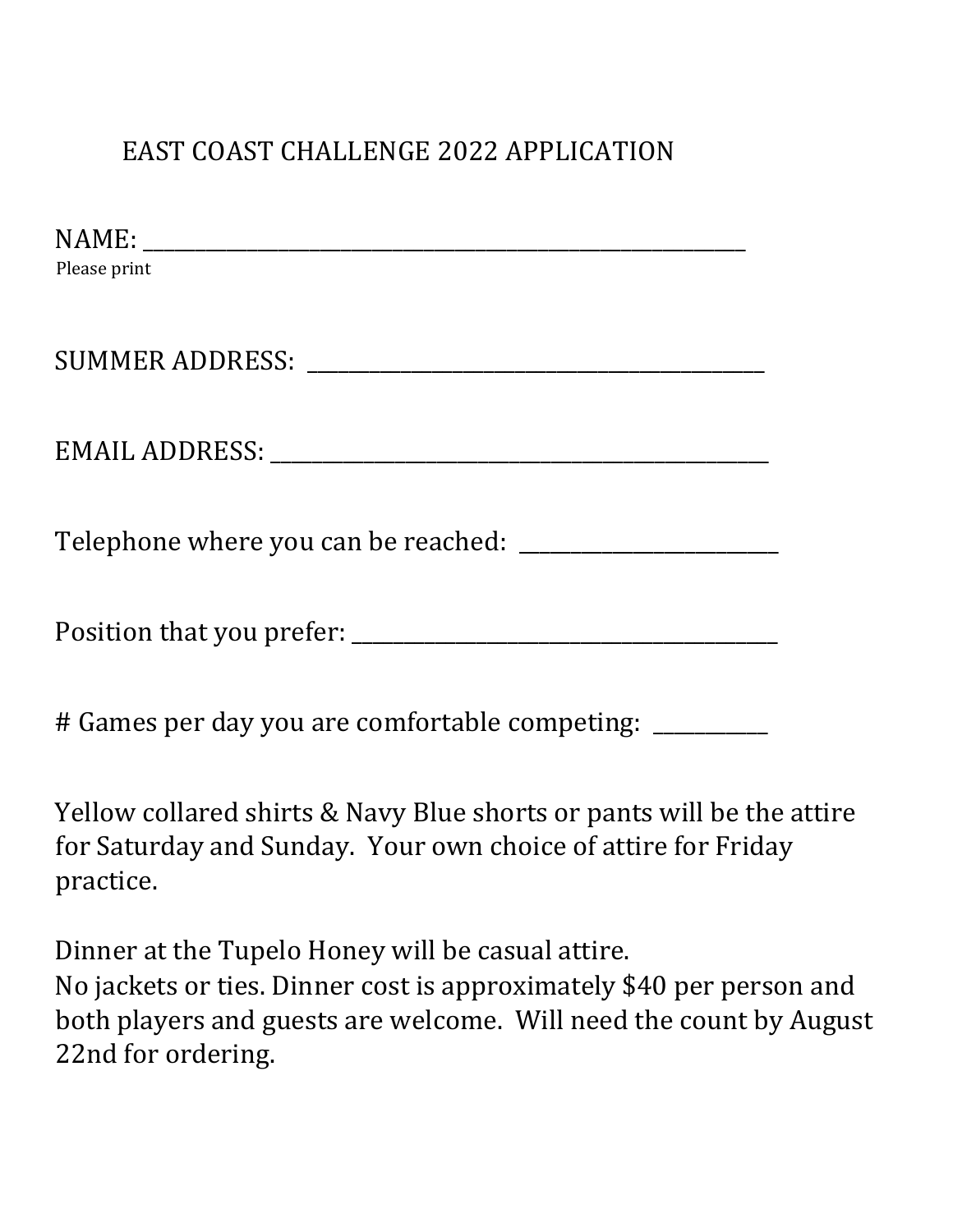# EAST COAST CHALLENGE 2022 APPLICATION

NAME: ______________________________________________________

Please print

SUMMER ADDRESS: ________________________________________

EMAIL ADDRESS: ____________________________________________

Telephone where you can be reached: ______________________

Position that you prefer: _______________________________________

# Games per day you are comfortable competing: __________

Yellow collared shirts & Navy Blue shorts or pants will be the attire for Saturday and Sunday. Your own choice of attire for Friday practice.

Dinner at the Tupelo Honey will be casual attire.
No jackets or ties. Dinner cost is approximately $40 per person and both players and guests are welcome. Will need the count by August 22nd for ordering.